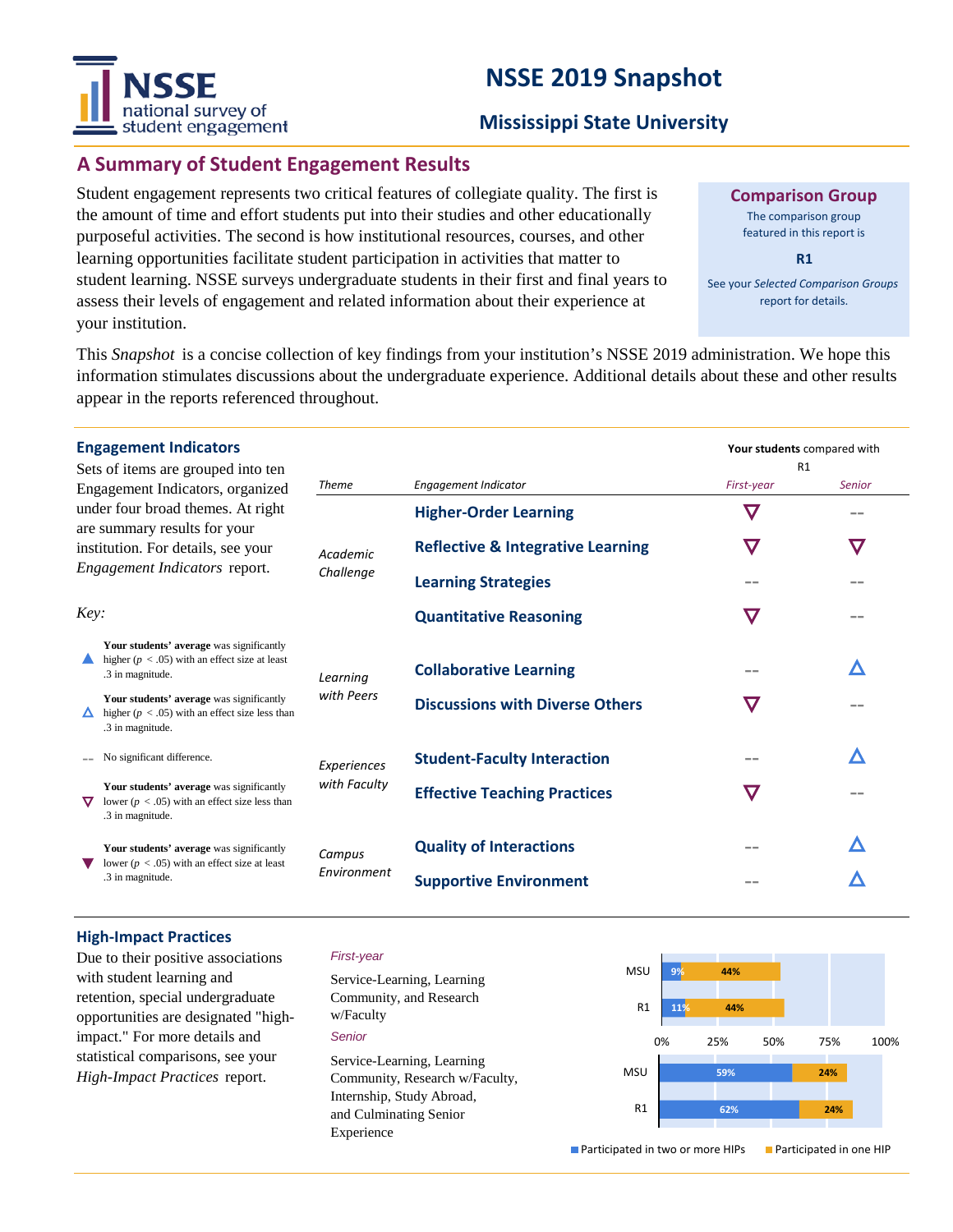# NSSE 2019 Snapshot

## Mississippi State University

## A Summary of Student Engagement Results

Student engagement represents two critical features of collegiate quality. The first is the amount of time and effort students put into their studies and other educationally purposeful activities. The second is how institutional resources, courses, and other learning opportunities facilitate student participation in activities that matter to student learning. NSSE surveys undergraduate students in their first and final years to assess their levels of engagement and related information about their experience at your institution.

**Comparison Group**

The comparison group featured in this report is

**R1**

See your *Selected Comparison Groups* report for details.

This *Snapshot* is a concise collection of key findings from your institution's NSSE 2019 administration. We hope this information stimulates discussions about the undergraduate experience. Additional details about these and other results appear in the reports referenced throughout.

### Engagement Indicators

Sets of items are grouped into ten Engagement Indicators, organized under four broad themes. At right are summary results for your institution. For details, see your *Engagement Indicators* report.

**Your students** compared with R1

| Theme | Engagement Indicator | First-year | Senior |
|---|---|---|---|
| Academic Challenge | Higher-Order Learning | ▽ | -- |
| | Reflective & Integrative Learning | ▽ | ▽ |
| | Learning Strategies | -- | -- |
| | Quantitative Reasoning | ▽ | -- |
| Learning with Peers | Collaborative Learning | -- | △ |
| | Discussions with Diverse Others | ▽ | -- |
| Experiences with Faculty | Student-Faculty Interaction | -- | △ |
| | Effective Teaching Practices | ▽ | -- |
| Campus Environment | Quality of Interactions | -- | △ |
| | Supportive Environment | -- | △ |

*Key:*

- ▲ **Your students' average** was significantly higher ($p < .05$) with an effect size at least .3 in magnitude.
- △ **Your students' average** was significantly higher ($p < .05$) with an effect size less than .3 in magnitude.
- -- No significant difference.
- ▽ **Your students' average** was significantly lower ($p < .05$) with an effect size less than .3 in magnitude.
- ▼ **Your students' average** was significantly lower ($p < .05$) with an effect size at least .3 in magnitude.

### High-Impact Practices

Due to their positive associations with student learning and retention, special undergraduate opportunities are designated "high-impact." For more details and statistical comparisons, see your *High-Impact Practices* report.

*First-year*

Service-Learning, Learning Community, and Research w/Faculty

*Senior*

Service-Learning, Learning Community, Research w/Faculty, Internship, Study Abroad, and Culminating Senior Experience

| | | Participated in two or more HIPs | Participated in one HIP |
|---|---|---|---|
| First-year | MSU | 9% | 44% |
| | R1 | 11% | 44% |
| Senior | MSU | 59% | 24% |
| | R1 | 62% | 24% |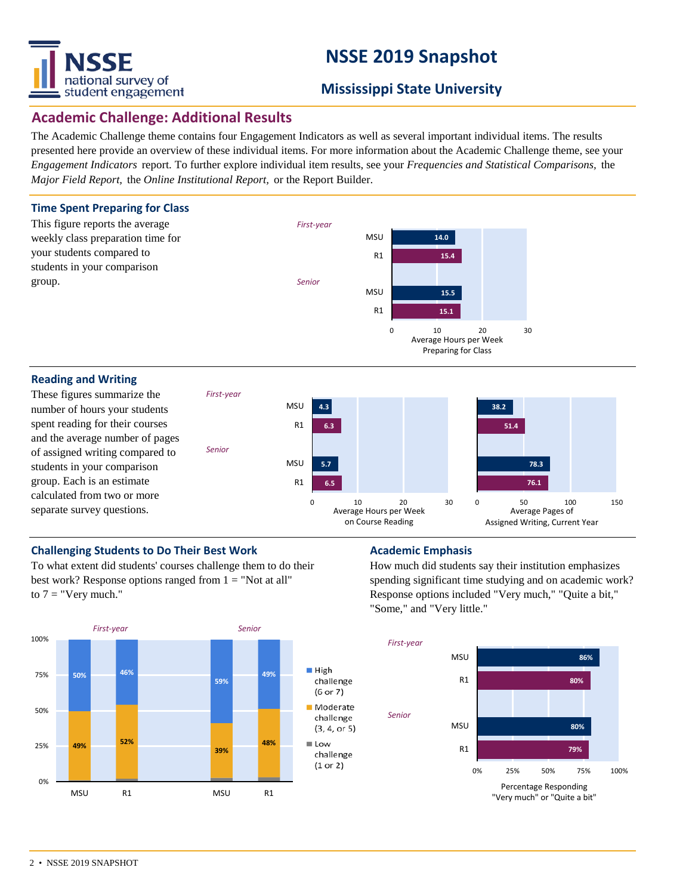# NSSE 2019 Snapshot

## Mississippi State University

## Academic Challenge: Additional Results

The Academic Challenge theme contains four Engagement Indicators as well as several important individual items. The results presented here provide an overview of these individual items. For more information about the Academic Challenge theme, see your *Engagement Indicators* report. To further explore individual item results, see your *Frequencies and Statistical Comparisons,* the *Major Field Report,* the *Online Institutional Report,* or the Report Builder.

### Time Spent Preparing for Class

This figure reports the average weekly class preparation time for your students compared to students in your comparison group.

| | | Average Hours per Week Preparing for Class |
|---|---|---|
| *First-year* | MSU | 14.0 |
| | R1 | 15.4 |
| *Senior* | MSU | 15.5 |
| | R1 | 15.1 |

### Reading and Writing

These figures summarize the number of hours your students spent reading for their courses and the average number of pages of assigned writing compared to students in your comparison group. Each is an estimate calculated from two or more separate survey questions.

| | | Average Hours per Week on Course Reading | Average Pages of Assigned Writing, Current Year |
|---|---|---|---|
| *First-year* | MSU | 4.3 | 38.2 |
| | R1 | 6.3 | 51.4 |
| *Senior* | MSU | 5.7 | 78.3 |
| | R1 | 6.5 | 76.1 |

### Challenging Students to Do Their Best Work

To what extent did students' courses challenge them to do their best work? Response options ranged from 1 = "Not at all" to 7 = "Very much."

| | | High challenge (6 or 7) | Moderate challenge (3, 4, or 5) |
|---|---|---|---|
| *First-year* | MSU | 50% | 49% |
| | R1 | 46% | 52% |
| *Senior* | MSU | 59% | 39% |
| | R1 | 49% | 48% |

Low challenge (1 or 2)

### Academic Emphasis

How much did students say their institution emphasizes spending significant time studying and on academic work? Response options included "Very much," "Quite a bit," "Some," and "Very little."

| | | Percentage Responding "Very much" or "Quite a bit" |
|---|---|---|
| *First-year* | MSU | 86% |
| | R1 | 80% |
| *Senior* | MSU | 80% |
| | R1 | 79% |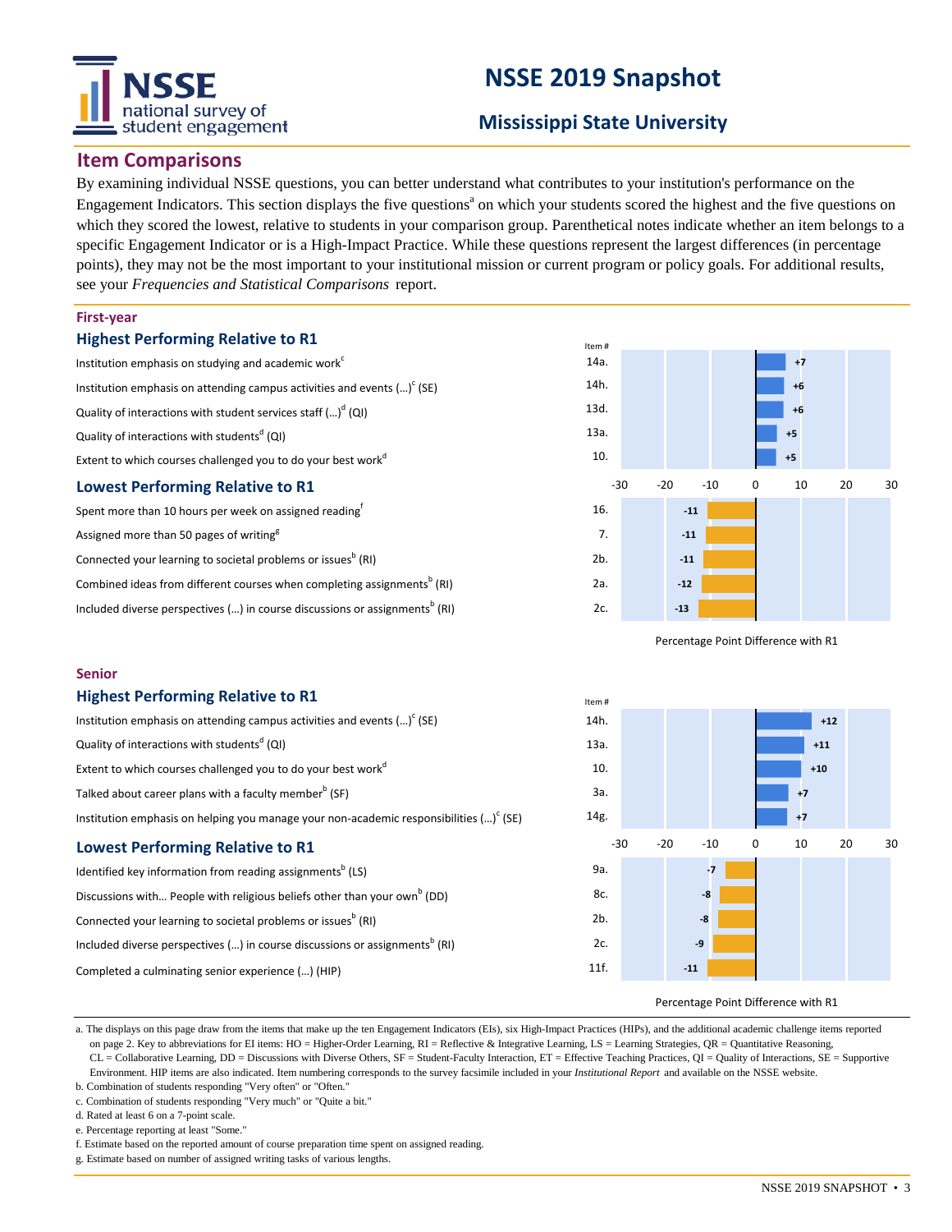# NSSE 2019 Snapshot

## Mississippi State University

## Item Comparisons

By examining individual NSSE questions, you can better understand what contributes to your institution's performance on the Engagement Indicators. This section displays the five questions[a] on which your students scored the highest and the five questions on which they scored the lowest, relative to students in your comparison group. Parenthetical notes indicate whether an item belongs to a specific Engagement Indicator or is a High-Impact Practice. While these questions represent the largest differences (in percentage points), they may not be the most important to your institutional mission or current program or policy goals. For additional results, see your *Frequencies and Statistical Comparisons* report.

### First-year

#### Highest Performing Relative to R1

| Item | Item # | Percentage Point Difference with R1 |
|---|---|---|
| Institution emphasis on studying and academic work[c] | 14a. | +7 |
| Institution emphasis on attending campus activities and events (...)[c] (SE) | 14h. | +6 |
| Quality of interactions with student services staff (...)[d] (QI) | 13d. | +6 |
| Quality of interactions with students[d] (QI) | 13a. | +5 |
| Extent to which courses challenged you to do your best work[d] | 10. | +5 |

#### Lowest Performing Relative to R1

| Item | Item # | Percentage Point Difference with R1 |
|---|---|---|
| Spent more than 10 hours per week on assigned reading[f] | 16. | -11 |
| Assigned more than 50 pages of writing[g] | 7. | -11 |
| Connected your learning to societal problems or issues[b] (RI) | 2b. | -11 |
| Combined ideas from different courses when completing assignments[b] (RI) | 2a. | -12 |
| Included diverse perspectives (...) in course discussions or assignments[b] (RI) | 2c. | -13 |

### Senior

#### Highest Performing Relative to R1

| Item | Item # | Percentage Point Difference with R1 |
|---|---|---|
| Institution emphasis on attending campus activities and events (...)[c] (SE) | 14h. | +12 |
| Quality of interactions with students[d] (QI) | 13a. | +11 |
| Extent to which courses challenged you to do your best work[d] | 10. | +10 |
| Talked about career plans with a faculty member[b] (SF) | 3a. | +7 |
| Institution emphasis on helping you manage your non-academic responsibilities (...)[c] (SE) | 14g. | +7 |

#### Lowest Performing Relative to R1

| Item | Item # | Percentage Point Difference with R1 |
|---|---|---|
| Identified key information from reading assignments[b] (LS) | 9a. | -7 |
| Discussions with... People with religious beliefs other than your own[b] (DD) | 8c. | -8 |
| Connected your learning to societal problems or issues[b] (RI) | 2b. | -8 |
| Included diverse perspectives (...) in course discussions or assignments[b] (RI) | 2c. | -9 |
| Completed a culminating senior experience (...) (HIP) | 11f. | -11 |

a. The displays on this page draw from the items that make up the ten Engagement Indicators (EIs), six High-Impact Practices (HIPs), and the additional academic challenge items reported on page 2. Key to abbreviations for EI items: HO = Higher-Order Learning, RI = Reflective & Integrative Learning, LS = Learning Strategies, QR = Quantitative Reasoning, CL = Collaborative Learning, DD = Discussions with Diverse Others, SF = Student-Faculty Interaction, ET = Effective Teaching Practices, QI = Quality of Interactions, SE = Supportive Environment. HIP items are also indicated. Item numbering corresponds to the survey facsimile included in your *Institutional Report* and available on the NSSE website.

b. Combination of students responding "Very often" or "Often."

c. Combination of students responding "Very much" or "Quite a bit."

d. Rated at least 6 on a 7-point scale.

e. Percentage reporting at least "Some."

f. Estimate based on the reported amount of course preparation time spent on assigned reading.

g. Estimate based on number of assigned writing tasks of various lengths.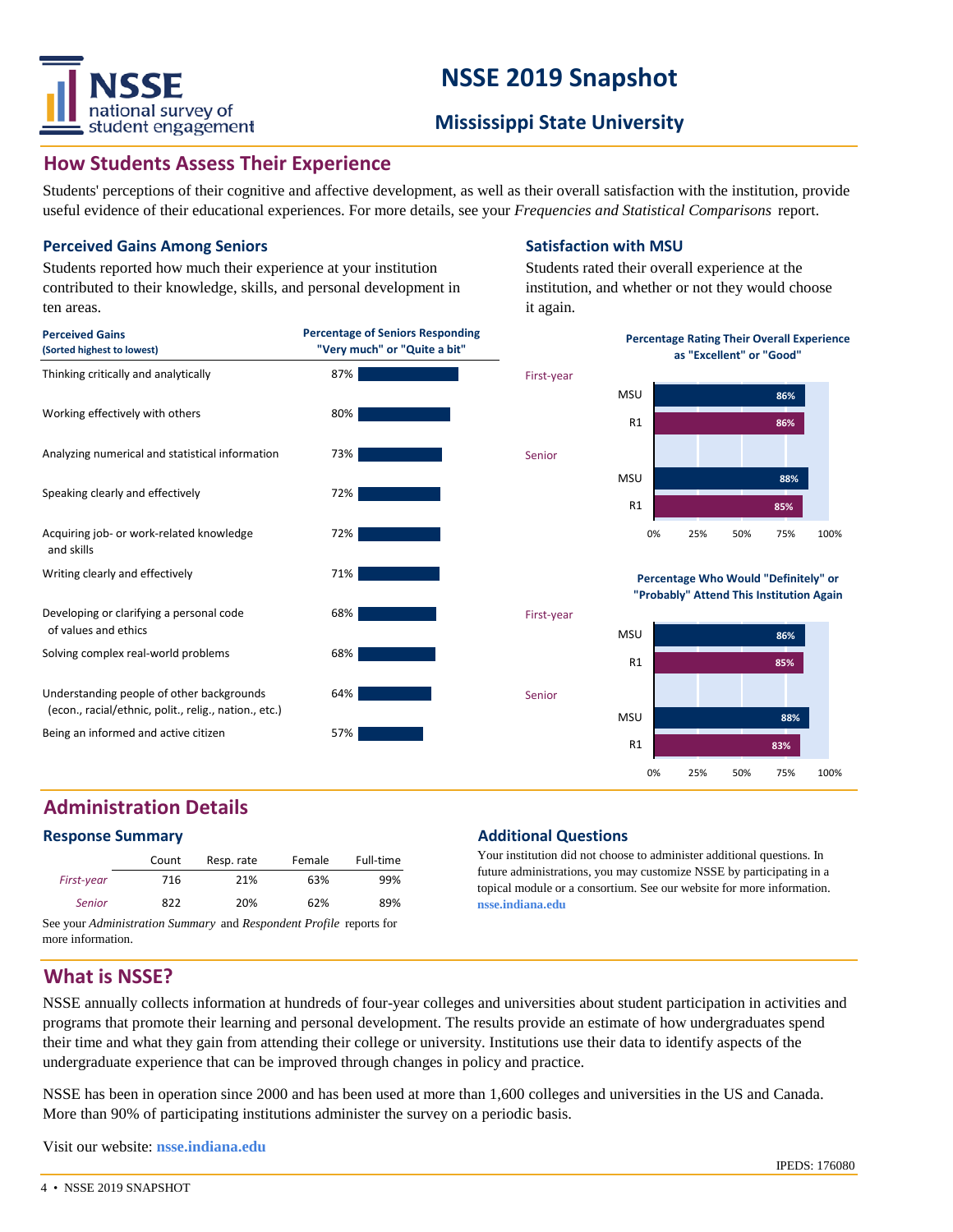# NSSE 2019 Snapshot

## Mississippi State University

## How Students Assess Their Experience

Students' perceptions of their cognitive and affective development, as well as their overall satisfaction with the institution, provide useful evidence of their educational experiences. For more details, see your *Frequencies and Statistical Comparisons* report.

### Perceived Gains Among Seniors

Students reported how much their experience at your institution contributed to their knowledge, skills, and personal development in ten areas.

Perceived Gains (Sorted highest to lowest)

Percentage of Seniors Responding "Very much" or "Quite a bit"

Thinking critically and analytically 87%

Working effectively with others 80%

Analyzing numerical and statistical information 73%

Speaking clearly and effectively 72%

Acquiring job- or work-related knowledge and skills 72%

Writing clearly and effectively 71%

Developing or clarifying a personal code of values and ethics 68%

Solving complex real-world problems 68%

Understanding people of other backgrounds (econ., racial/ethnic, polit., relig., nation., etc.) 64%

Being an informed and active citizen 57%

### Satisfaction with MSU

Students rated their overall experience at the institution, and whether or not they would choose it again.

Percentage Rating Their Overall Experience as "Excellent" or "Good"

First-year

MSU 86%

R1 86%

Senior

MSU 88%

R1 85%

0% 25% 50% 75% 100%

Percentage Who Would "Definitely" or "Probably" Attend This Institution Again

First-year

MSU 86%

R1 85%

Senior

MSU 88%

R1 83%

0% 25% 50% 75% 100%

## Administration Details

### Response Summary

| | Count | Resp. rate | Female | Full-time |
|---|---|---|---|---|
| *First-year* | 716 | 21% | 63% | 99% |
| *Senior* | 822 | 20% | 62% | 89% |

See your *Administration Summary* and *Respondent Profile* reports for more information.

### Additional Questions

Your institution did not choose to administer additional questions. In future administrations, you may customize NSSE by participating in a topical module or a consortium. See our website for more information. **nsse.indiana.edu**

## What is NSSE?

NSSE annually collects information at hundreds of four-year colleges and universities about student participation in activities and programs that promote their learning and personal development. The results provide an estimate of how undergraduates spend their time and what they gain from attending their college or university. Institutions use their data to identify aspects of the undergraduate experience that can be improved through changes in policy and practice.

NSSE has been in operation since 2000 and has been used at more than 1,600 colleges and universities in the US and Canada. More than 90% of participating institutions administer the survey on a periodic basis.

Visit our website: **nsse.indiana.edu**

IPEDS: 176080